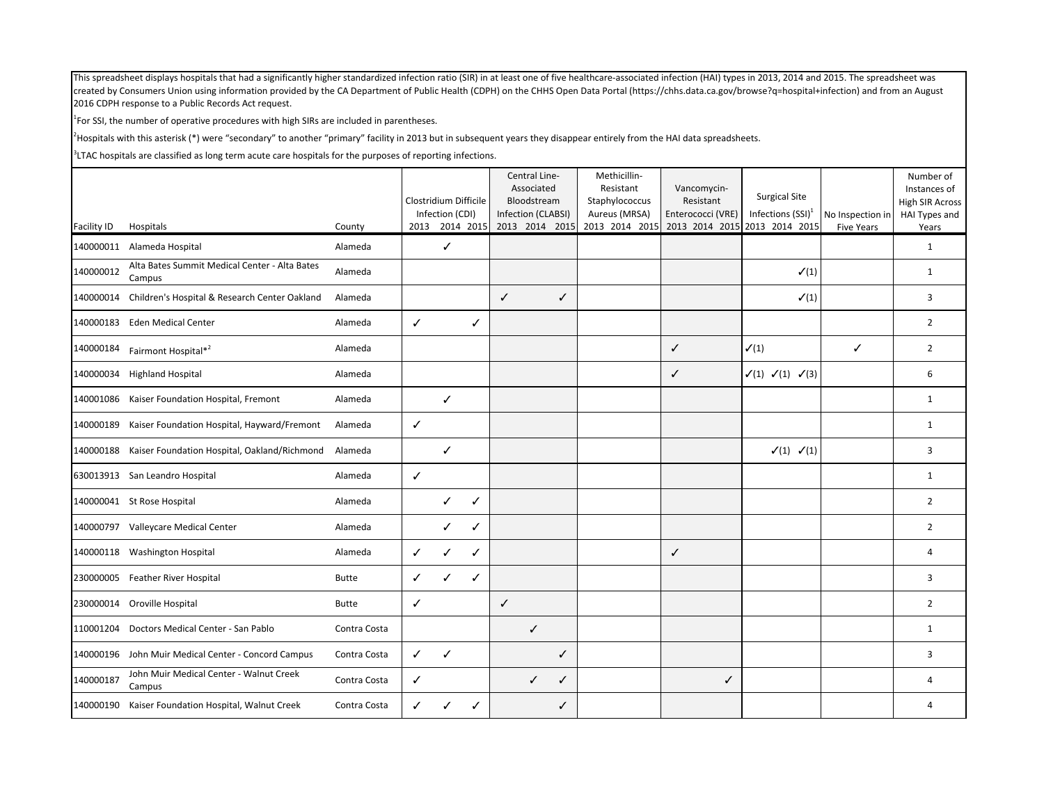This spreadsheet displays hospitals that had a significantly higher standardized infection ratio (SIR) in at least one of five healthcare-associated infection (HAI) types in 2013, 2014 and 2015. The spreadsheet was created by Consumers Union using information provided by the CA Department of Public Health (CDPH) on the CHHS Open Data Portal (https://chhs.data.ca.gov/browse?q=hospital+infection) and from an August 2016 CDPH response to a Public Records Act request.

[1]For SSI, the number of operative procedures with high SIRs are included in parentheses.

[2]Hospitals with this asterisk (*) were "secondary" to another "primary" facility in 2013 but in subsequent years they disappear entirely from the HAI data spreadsheets.

[3]LTAC hospitals are classified as long term acute care hospitals for the purposes of reporting infections.

| Facility ID | Hospitals | County | Clostridium Difficile Infection (CDI) | | | Central Line-Associated Bloodstream Infection (CLABSI) | | | Methicillin-Resistant Staphylococcus Aureus (MRSA) | | | Vancomycin-Resistant Enterococci (VRE) | | | Surgical Site Infections (SSI)[1] | | | No Inspection in Five Years | Number of Instances of High SIR Across HAI Types and Years |
|---|---|---|---|---|---|---|---|---|---|---|---|---|---|---|---|---|---|---|---|
| | | | 2013 | 2014 | 2015 | 2013 | 2014 | 2015 | 2013 | 2014 | 2015 | 2013 | 2014 | 2015 | 2013 | 2014 | 2015 | | |
| 140000011 | Alameda Hospital | Alameda | | ✓ | | | | | | | | | | | | | | | 1 |
| 140000012 | Alta Bates Summit Medical Center - Alta Bates Campus | Alameda | | | | | | | | | | | | | | | ✓(1) | | 1 |
| 140000014 | Children's Hospital & Research Center Oakland | Alameda | | | | ✓ | | ✓ | | | | | | | | | ✓(1) | | 3 |
| 140000183 | Eden Medical Center | Alameda | ✓ | | ✓ | | | | | | | | | | | | | | 2 |
| 140000184 | Fairmont Hospital*[2] | Alameda | | | | | | | | | | ✓ | | | ✓(1) | | | ✓ | 2 |
| 140000034 | Highland Hospital | Alameda | | | | | | | | | | ✓ | | | ✓(1) | ✓(1) | ✓(3) | | 6 |
| 140001086 | Kaiser Foundation Hospital, Fremont | Alameda | | ✓ | | | | | | | | | | | | | | | 1 |
| 140000189 | Kaiser Foundation Hospital, Hayward/Fremont | Alameda | ✓ | | | | | | | | | | | | | | | | 1 |
| 140000188 | Kaiser Foundation Hospital, Oakland/Richmond | Alameda | | ✓ | | | | | | | | | | | | ✓(1) | ✓(1) | | 3 |
| 630013913 | San Leandro Hospital | Alameda | ✓ | | | | | | | | | | | | | | | | 1 |
| 140000041 | St Rose Hospital | Alameda | | ✓ | ✓ | | | | | | | | | | | | | | 2 |
| 140000797 | Valleycare Medical Center | Alameda | | ✓ | ✓ | | | | | | | | | | | | | | 2 |
| 140000118 | Washington Hospital | Alameda | ✓ | ✓ | ✓ | | | | | | | ✓ | | | | | | | 4 |
| 230000005 | Feather River Hospital | Butte | ✓ | ✓ | ✓ | | | | | | | | | | | | | | 3 |
| 230000014 | Oroville Hospital | Butte | ✓ | | | ✓ | | | | | | | | | | | | | 2 |
| 110001204 | Doctors Medical Center - San Pablo | Contra Costa | | | | | ✓ | | | | | | | | | | | | 1 |
| 140000196 | John Muir Medical Center - Concord Campus | Contra Costa | ✓ | ✓ | | | | ✓ | | | | | | | | | | | 3 |
| 140000187 | John Muir Medical Center - Walnut Creek Campus | Contra Costa | ✓ | | | | ✓ | ✓ | | | | | | ✓ | | | | | 4 |
| 140000190 | Kaiser Foundation Hospital, Walnut Creek | Contra Costa | ✓ | ✓ | ✓ | | | ✓ | | | | | | | | | | | 4 |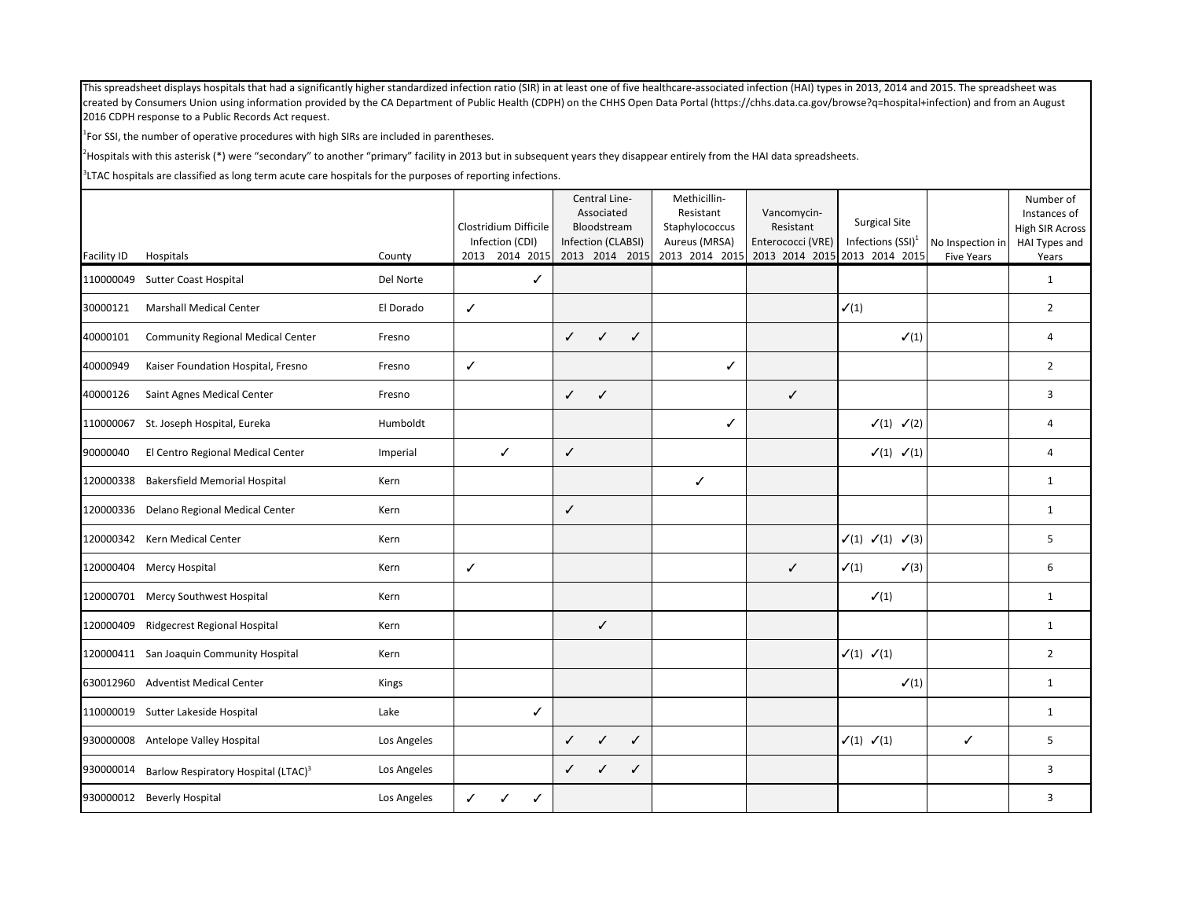This spreadsheet displays hospitals that had a significantly higher standardized infection ratio (SIR) in at least one of five healthcare-associated infection (HAI) types in 2013, 2014 and 2015. The spreadsheet was created by Consumers Union using information provided by the CA Department of Public Health (CDPH) on the CHHS Open Data Portal (https://chhs.data.ca.gov/browse?q=hospital+infection) and from an August 2016 CDPH response to a Public Records Act request.

[1] For SSI, the number of operative procedures with high SIRs are included in parentheses.

[2] Hospitals with this asterisk (*) were "secondary" to another "primary" facility in 2013 but in subsequent years they disappear entirely from the HAI data spreadsheets.

[3] LTAC hospitals are classified as long term acute care hospitals for the purposes of reporting infections.

| Facility ID | Hospitals | County | Clostridium Difficile Infection (CDI) | | | Central Line-Associated Bloodstream Infection (CLABSI) | | | Methicillin-Resistant Staphylococcus Aureus (MRSA) | | | Vancomycin-Resistant Enterococci (VRE) | | | Surgical Site Infections (SSI)[1] | | | No Inspection in Five Years | Number of Instances of High SIR Across HAI Types and Years |
|---|---|---|---|---|---|---|---|---|---|---|---|---|---|---|---|---|---|---|---|
| | | | 2013 | 2014 | 2015 | 2013 | 2014 | 2015 | 2013 | 2014 | 2015 | 2013 | 2014 | 2015 | 2013 | 2014 | 2015 | | |
| 110000049 | Sutter Coast Hospital | Del Norte | | | ✓ | | | | | | | | | | | | | | 1 |
| 30000121 | Marshall Medical Center | El Dorado | ✓ | | | | | | | | | | | | ✓(1) | | | | 2 |
| 40000101 | Community Regional Medical Center | Fresno | | | | ✓ | ✓ | ✓ | | | | | | | | | ✓(1) | | 4 |
| 40000949 | Kaiser Foundation Hospital, Fresno | Fresno | ✓ | | | | | | | | ✓ | | | | | | | | 2 |
| 40000126 | Saint Agnes Medical Center | Fresno | | | | ✓ | ✓ | | | | | | ✓ | | | | | | 3 |
| 110000067 | St. Joseph Hospital, Eureka | Humboldt | | | | | | | | | ✓ | | | | | ✓(1) | ✓(2) | | 4 |
| 90000040 | El Centro Regional Medical Center | Imperial | | ✓ | | ✓ | | | | | | | | | | ✓(1) | ✓(1) | | 4 |
| 120000338 | Bakersfield Memorial Hospital | Kern | | | | | | | | ✓ | | | | | | | | | 1 |
| 120000336 | Delano Regional Medical Center | Kern | | | | ✓ | | | | | | | | | | | | | 1 |
| 120000342 | Kern Medical Center | Kern | | | | | | | | | | | | | ✓(1) | ✓(1) | ✓(3) | | 5 |
| 120000404 | Mercy Hospital | Kern | ✓ | | | | | | | | | | ✓ | | ✓(1) | | ✓(3) | | 6 |
| 120000701 | Mercy Southwest Hospital | Kern | | | | | | | | | | | | | | ✓(1) | | | 1 |
| 120000409 | Ridgecrest Regional Hospital | Kern | | | | | ✓ | | | | | | | | | | | | 1 |
| 120000411 | San Joaquin Community Hospital | Kern | | | | | | | | | | | | | ✓(1) | ✓(1) | | | 2 |
| 630012960 | Adventist Medical Center | Kings | | | | | | | | | | | | | | | ✓(1) | | 1 |
| 110000019 | Sutter Lakeside Hospital | Lake | | | ✓ | | | | | | | | | | | | | | 1 |
| 930000008 | Antelope Valley Hospital | Los Angeles | | | | ✓ | ✓ | ✓ | | | | | | | ✓(1) | ✓(1) | | ✓ | 5 |
| 930000014 | Barlow Respiratory Hospital (LTAC)[3] | Los Angeles | | | | ✓ | ✓ | ✓ | | | | | | | | | | | 3 |
| 930000012 | Beverly Hospital | Los Angeles | ✓ | ✓ | ✓ | | | | | | | | | | | | | | 3 |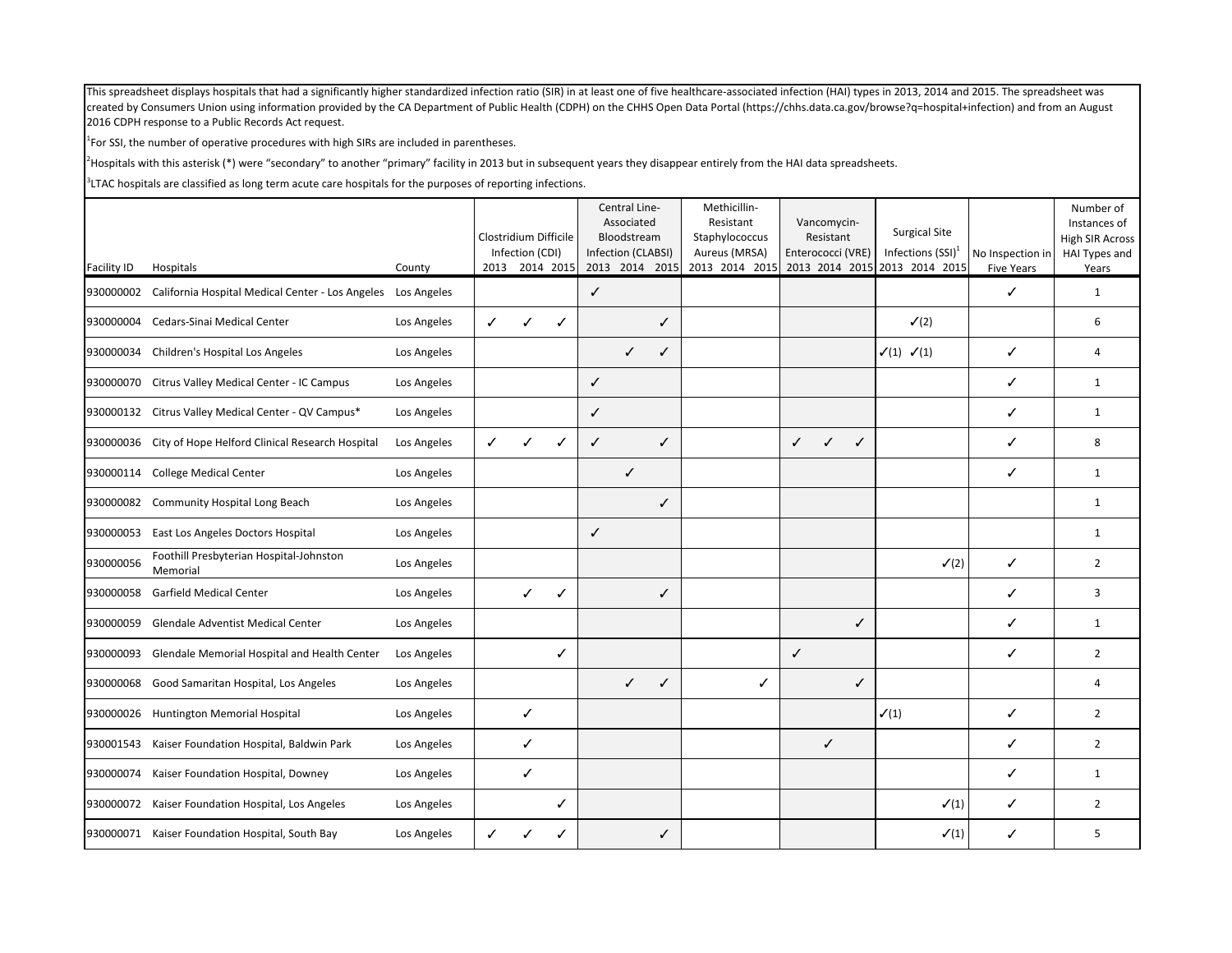This spreadsheet displays hospitals that had a significantly higher standardized infection ratio (SIR) in at least one of five healthcare-associated infection (HAI) types in 2013, 2014 and 2015. The spreadsheet was created by Consumers Union using information provided by the CA Department of Public Health (CDPH) on the CHHS Open Data Portal (https://chhs.data.ca.gov/browse?q=hospital+infection) and from an August 2016 CDPH response to a Public Records Act request.

[1]For SSI, the number of operative procedures with high SIRs are included in parentheses.

[2]Hospitals with this asterisk (*) were "secondary" to another "primary" facility in 2013 but in subsequent years they disappear entirely from the HAI data spreadsheets.

[3]LTAC hospitals are classified as long term acute care hospitals for the purposes of reporting infections.

| Facility ID | Hospitals | County | Clostridium Difficile Infection (CDI) | | | Central Line-Associated Bloodstream Infection (CLABSI) | | | Methicillin-Resistant Staphylococcus Aureus (MRSA) | | | Vancomycin-Resistant Enterococci (VRE) | | | Surgical Site Infections (SSI)[1] | | | No Inspection in Five Years | Number of Instances of High SIR Across HAI Types and Years |
|---|---|---|---|---|---|---|---|---|---|---|---|---|---|---|---|---|---|---|---|
| | | | 2013 | 2014 | 2015 | 2013 | 2014 | 2015 | 2013 | 2014 | 2015 | 2013 | 2014 | 2015 | 2013 | 2014 | 2015 | | |
| 930000002 | California Hospital Medical Center - Los Angeles | Los Angeles | | | | ✓ | | | | | | | | | | | | ✓ | 1 |
| 930000004 | Cedars-Sinai Medical Center | Los Angeles | ✓ | ✓ | ✓ | | | ✓ | | | | | | | | ✓(2) | | | 6 |
| 930000034 | Children's Hospital Los Angeles | Los Angeles | | | | | ✓ | ✓ | | | | | | | ✓(1) | ✓(1) | | ✓ | 4 |
| 930000070 | Citrus Valley Medical Center - IC Campus | Los Angeles | | | | ✓ | | | | | | | | | | | | ✓ | 1 |
| 930000132 | Citrus Valley Medical Center - QV Campus* | Los Angeles | | | | ✓ | | | | | | | | | | | | ✓ | 1 |
| 930000036 | City of Hope Helford Clinical Research Hospital | Los Angeles | ✓ | ✓ | ✓ | ✓ | | ✓ | | | | ✓ | ✓ | ✓ | | | | ✓ | 8 |
| 930000114 | College Medical Center | Los Angeles | | | | | ✓ | | | | | | | | | | | ✓ | 1 |
| 930000082 | Community Hospital Long Beach | Los Angeles | | | | | | ✓ | | | | | | | | | | | 1 |
| 930000053 | East Los Angeles Doctors Hospital | Los Angeles | | | | ✓ | | | | | | | | | | | | | 1 |
| 930000056 | Foothill Presbyterian Hospital-Johnston Memorial | Los Angeles | | | | | | | | | | | | | | | ✓(2) | ✓ | 2 |
| 930000058 | Garfield Medical Center | Los Angeles | | ✓ | ✓ | | | ✓ | | | | | | | | | | ✓ | 3 |
| 930000059 | Glendale Adventist Medical Center | Los Angeles | | | | | | | | | | | | ✓ | | | | ✓ | 1 |
| 930000093 | Glendale Memorial Hospital and Health Center | Los Angeles | | | ✓ | | | | | | | ✓ | | | | | | ✓ | 2 |
| 930000068 | Good Samaritan Hospital, Los Angeles | Los Angeles | | | | | ✓ | ✓ | | | ✓ | | | ✓ | | | | | 4 |
| 930000026 | Huntington Memorial Hospital | Los Angeles | | ✓ | | | | | | | | | | | ✓(1) | | | ✓ | 2 |
| 930001543 | Kaiser Foundation Hospital, Baldwin Park | Los Angeles | | ✓ | | | | | | | | | ✓ | | | | | ✓ | 2 |
| 930000074 | Kaiser Foundation Hospital, Downey | Los Angeles | | ✓ | | | | | | | | | | | | | | ✓ | 1 |
| 930000072 | Kaiser Foundation Hospital, Los Angeles | Los Angeles | | | ✓ | | | | | | | | | | | | ✓(1) | ✓ | 2 |
| 930000071 | Kaiser Foundation Hospital, South Bay | Los Angeles | ✓ | ✓ | ✓ | | | ✓ | | | | | | | | | ✓(1) | ✓ | 5 |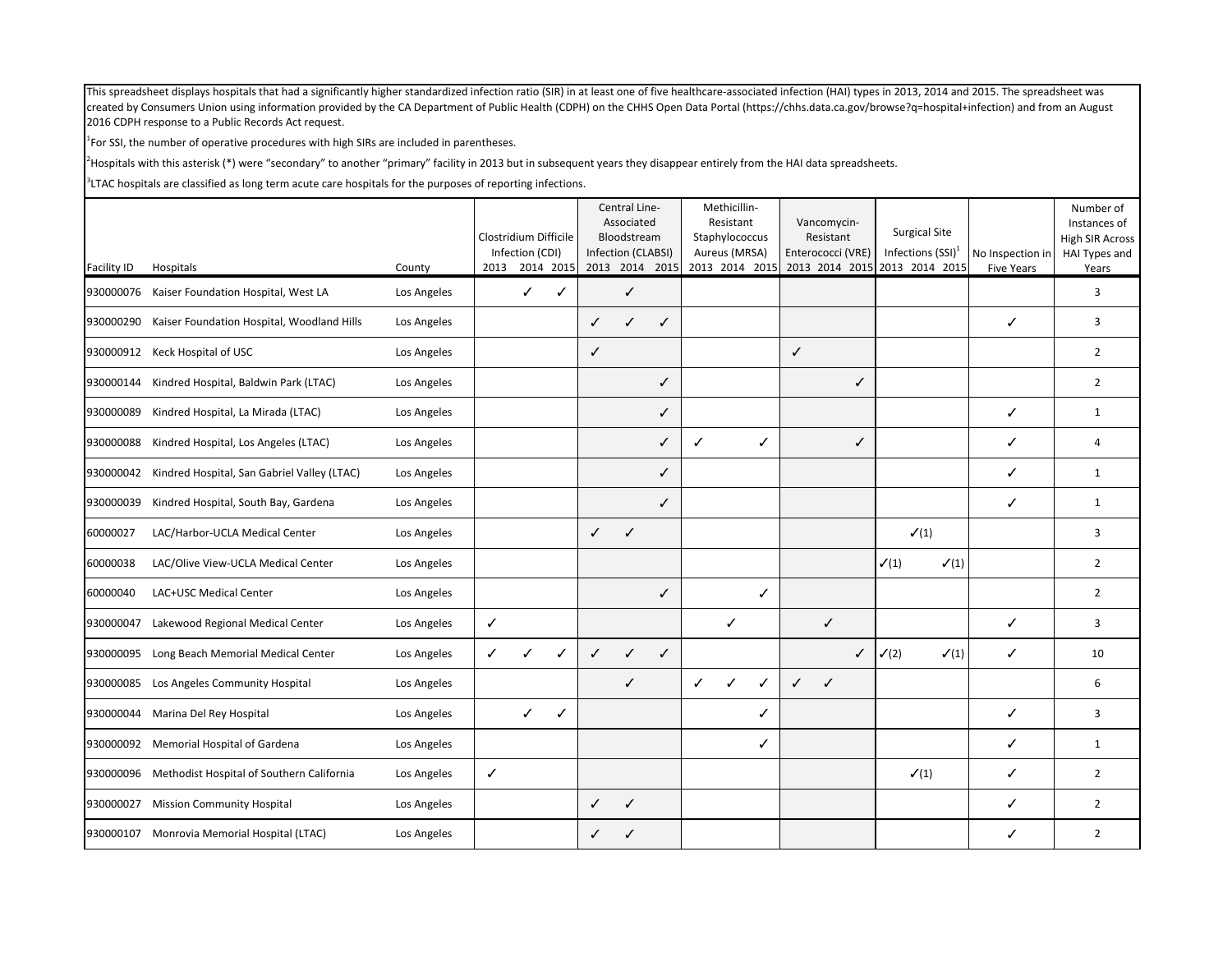This spreadsheet displays hospitals that had a significantly higher standardized infection ratio (SIR) in at least one of five healthcare-associated infection (HAI) types in 2013, 2014 and 2015. The spreadsheet was created by Consumers Union using information provided by the CA Department of Public Health (CDPH) on the CHHS Open Data Portal (https://chhs.data.ca.gov/browse?q=hospital+infection) and from an August 2016 CDPH response to a Public Records Act request.

[1]For SSI, the number of operative procedures with high SIRs are included in parentheses.

[2]Hospitals with this asterisk (*) were "secondary" to another "primary" facility in 2013 but in subsequent years they disappear entirely from the HAI data spreadsheets.

[3]LTAC hospitals are classified as long term acute care hospitals for the purposes of reporting infections.

| Facility ID | Hospitals | County | Clostridium Difficile Infection (CDI) | | | Central Line-Associated Bloodstream Infection (CLABSI) | | | Methicillin-Resistant Staphylococcus Aureus (MRSA) | | | Vancomycin-Resistant Enterococci (VRE) | | | Surgical Site Infections (SSI)[1] | | | No Inspection in Five Years | Number of Instances of High SIR Across HAI Types and Years |
|---|---|---|---|---|---|---|---|---|---|---|---|---|---|---|---|---|---|---|---|
| | | | 2013 | 2014 | 2015 | 2013 | 2014 | 2015 | 2013 | 2014 | 2015 | 2013 | 2014 | 2015 | 2013 | 2014 | 2015 | | |
| 930000076 | Kaiser Foundation Hospital, West LA | Los Angeles | | ✓ | ✓ | | ✓ | | | | | | | | | | | | 3 |
| 930000290 | Kaiser Foundation Hospital, Woodland Hills | Los Angeles | | | | ✓ | ✓ | ✓ | | | | | | | | | | ✓ | 3 |
| 930000912 | Keck Hospital of USC | Los Angeles | | | | ✓ | | | | | | ✓ | | | | | | | 2 |
| 930000144 | Kindred Hospital, Baldwin Park (LTAC) | Los Angeles | | | | | | ✓ | | | | | | ✓ | | | | | 2 |
| 930000089 | Kindred Hospital, La Mirada (LTAC) | Los Angeles | | | | | | ✓ | | | | | | | | | | ✓ | 1 |
| 930000088 | Kindred Hospital, Los Angeles (LTAC) | Los Angeles | | | | | | ✓ | ✓ | | ✓ | | | ✓ | | | | ✓ | 4 |
| 930000042 | Kindred Hospital, San Gabriel Valley (LTAC) | Los Angeles | | | | | | ✓ | | | | | | | | | | ✓ | 1 |
| 930000039 | Kindred Hospital, South Bay, Gardena | Los Angeles | | | | | | ✓ | | | | | | | | | | ✓ | 1 |
| 60000027 | LAC/Harbor-UCLA Medical Center | Los Angeles | | | | ✓ | ✓ | | | | | | | | | ✓(1) | | | 3 |
| 60000038 | LAC/Olive View-UCLA Medical Center | Los Angeles | | | | | | | | | | | | | ✓(1) | | ✓(1) | | 2 |
| 60000040 | LAC+USC Medical Center | Los Angeles | | | | | | ✓ | | | ✓ | | | | | | | | 2 |
| 930000047 | Lakewood Regional Medical Center | Los Angeles | ✓ | | | | | | | ✓ | | | ✓ | | | | | ✓ | 3 |
| 930000095 | Long Beach Memorial Medical Center | Los Angeles | ✓ | ✓ | ✓ | ✓ | ✓ | ✓ | | | | | | ✓ | ✓(2) | | ✓(1) | ✓ | 10 |
| 930000085 | Los Angeles Community Hospital | Los Angeles | | | | | ✓ | | ✓ | ✓ | ✓ | ✓ | ✓ | | | | | | 6 |
| 930000044 | Marina Del Rey Hospital | Los Angeles | | ✓ | ✓ | | | | | | ✓ | | | | | | | ✓ | 3 |
| 930000092 | Memorial Hospital of Gardena | Los Angeles | | | | | | | | | ✓ | | | | | | | ✓ | 1 |
| 930000096 | Methodist Hospital of Southern California | Los Angeles | ✓ | | | | | | | | | | | | | ✓(1) | | ✓ | 2 |
| 930000027 | Mission Community Hospital | Los Angeles | | | | ✓ | ✓ | | | | | | | | | | | ✓ | 2 |
| 930000107 | Monrovia Memorial Hospital (LTAC) | Los Angeles | | | | ✓ | ✓ | | | | | | | | | | | ✓ | 2 |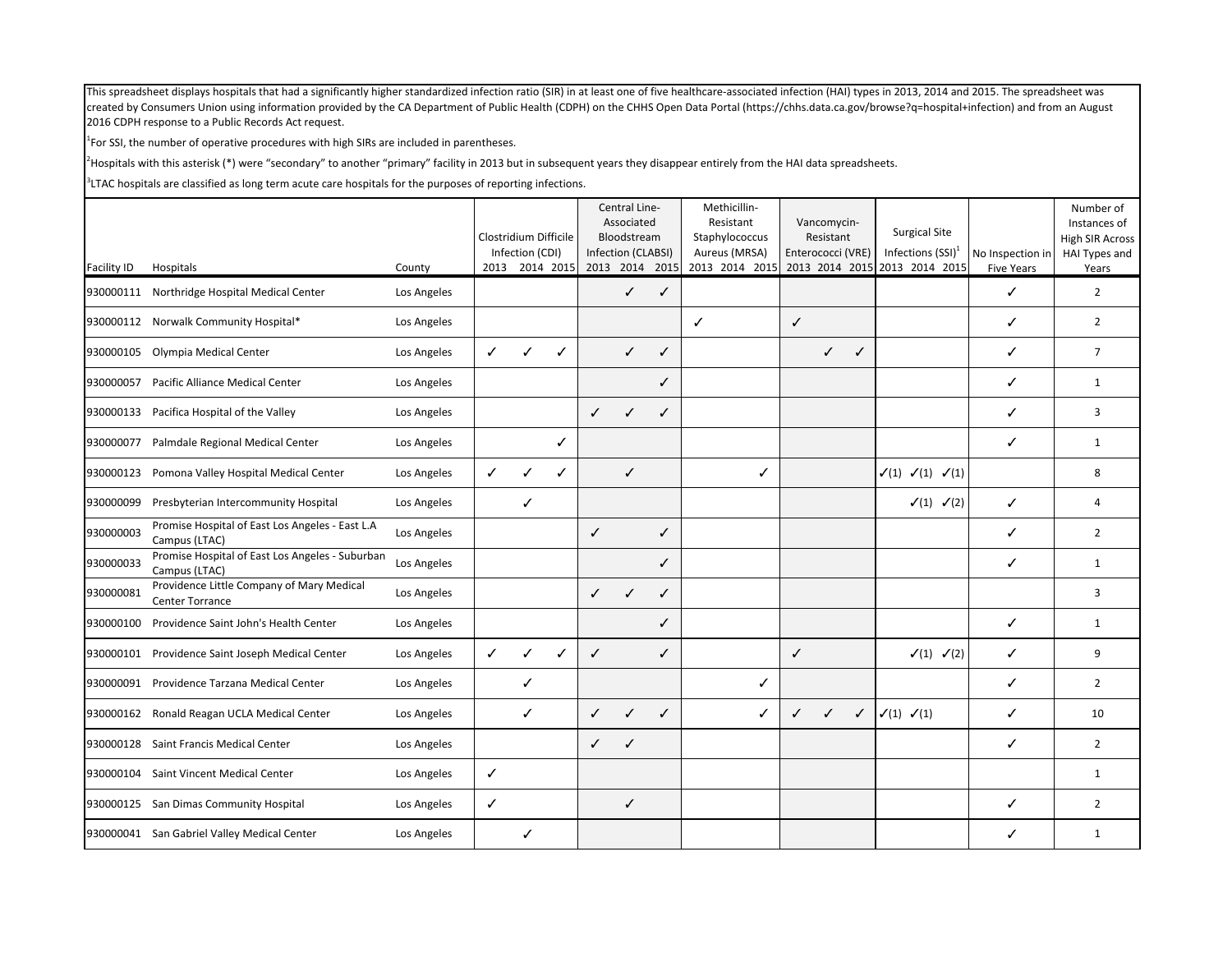This spreadsheet displays hospitals that had a significantly higher standardized infection ratio (SIR) in at least one of five healthcare-associated infection (HAI) types in 2013, 2014 and 2015. The spreadsheet was created by Consumers Union using information provided by the CA Department of Public Health (CDPH) on the CHHS Open Data Portal (https://chhs.data.ca.gov/browse?q=hospital+infection) and from an August 2016 CDPH response to a Public Records Act request.

[1]For SSI, the number of operative procedures with high SIRs are included in parentheses.

[2]Hospitals with this asterisk (*) were "secondary" to another "primary" facility in 2013 but in subsequent years they disappear entirely from the HAI data spreadsheets.

[3]LTAC hospitals are classified as long term acute care hospitals for the purposes of reporting infections.

| | | | Clostridium Difficile Infection (CDI) | | | Central Line-Associated Bloodstream Infection (CLABSI) | | | Methicillin-Resistant Staphylococcus Aureus (MRSA) | | | Vancomycin-Resistant Enterococci (VRE) | | | Surgical Site Infections (SSI)[1] | | | | |
|---|---|---|---|---|---|---|---|---|---|---|---|---|---|---|---|---|---|---|---|
| Facility ID | Hospitals | County | 2013 | 2014 | 2015 | 2013 | 2014 | 2015 | 2013 | 2014 | 2015 | 2013 | 2014 | 2015 | 2013 | 2014 | 2015 | No Inspection in Five Years | Number of Instances of High SIR Across HAI Types and Years |
| 930000111 | Northridge Hospital Medical Center | Los Angeles | | | | | ✓ | ✓ | | | | | | | | | | ✓ | 2 |
| 930000112 | Norwalk Community Hospital* | Los Angeles | | | | | | | ✓ | | | ✓ | | | | | | ✓ | 2 |
| 930000105 | Olympia Medical Center | Los Angeles | ✓ | ✓ | ✓ | | ✓ | ✓ | | | | | ✓ | ✓ | | | | ✓ | 7 |
| 930000057 | Pacific Alliance Medical Center | Los Angeles | | | | | | ✓ | | | | | | | | | | ✓ | 1 |
| 930000133 | Pacifica Hospital of the Valley | Los Angeles | | | | ✓ | ✓ | ✓ | | | | | | | | | | ✓ | 3 |
| 930000077 | Palmdale Regional Medical Center | Los Angeles | | | ✓ | | | | | | | | | | | | | ✓ | 1 |
| 930000123 | Pomona Valley Hospital Medical Center | Los Angeles | ✓ | ✓ | ✓ | | ✓ | | | | ✓ | | | | ✓(1) | ✓(1) | ✓(1) | | 8 |
| 930000099 | Presbyterian Intercommunity Hospital | Los Angeles | | ✓ | | | | | | | | | | | | ✓(1) | ✓(2) | ✓ | 4 |
| 930000003 | Promise Hospital of East Los Angeles - East L.A Campus (LTAC) | Los Angeles | | | | ✓ | | ✓ | | | | | | | | | | ✓ | 2 |
| 930000033 | Promise Hospital of East Los Angeles - Suburban Campus (LTAC) | Los Angeles | | | | | | ✓ | | | | | | | | | | ✓ | 1 |
| 930000081 | Providence Little Company of Mary Medical Center Torrance | Los Angeles | | | | ✓ | ✓ | ✓ | | | | | | | | | | | 3 |
| 930000100 | Providence Saint John's Health Center | Los Angeles | | | | | | ✓ | | | | | | | | | | ✓ | 1 |
| 930000101 | Providence Saint Joseph Medical Center | Los Angeles | ✓ | ✓ | ✓ | ✓ | | ✓ | | | | ✓ | | | | ✓(1) | ✓(2) | ✓ | 9 |
| 930000091 | Providence Tarzana Medical Center | Los Angeles | | ✓ | | | | | | | ✓ | | | | | | | ✓ | 2 |
| 930000162 | Ronald Reagan UCLA Medical Center | Los Angeles | | ✓ | | ✓ | ✓ | ✓ | | | ✓ | ✓ | ✓ | ✓ | ✓(1) | ✓(1) | | ✓ | 10 |
| 930000128 | Saint Francis Medical Center | Los Angeles | | | | ✓ | ✓ | | | | | | | | | | | ✓ | 2 |
| 930000104 | Saint Vincent Medical Center | Los Angeles | ✓ | | | | | | | | | | | | | | | | 1 |
| 930000125 | San Dimas Community Hospital | Los Angeles | ✓ | | | | ✓ | | | | | | | | | | | ✓ | 2 |
| 930000041 | San Gabriel Valley Medical Center | Los Angeles | | ✓ | | | | | | | | | | | | | | ✓ | 1 |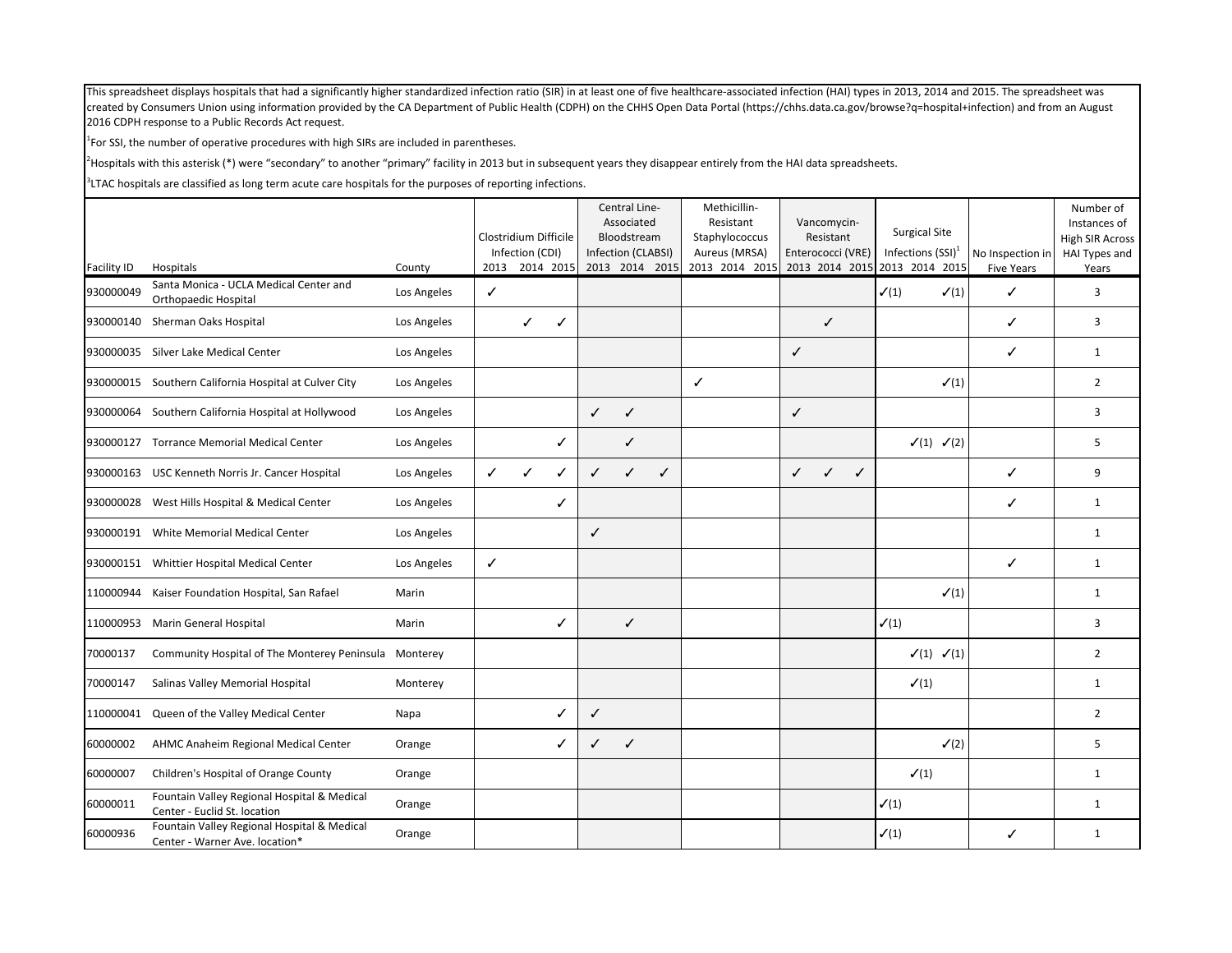This spreadsheet displays hospitals that had a significantly higher standardized infection ratio (SIR) in at least one of five healthcare-associated infection (HAI) types in 2013, 2014 and 2015. The spreadsheet was created by Consumers Union using information provided by the CA Department of Public Health (CDPH) on the CHHS Open Data Portal (https://chhs.data.ca.gov/browse?q=hospital+infection) and from an August 2016 CDPH response to a Public Records Act request.

[1]For SSI, the number of operative procedures with high SIRs are included in parentheses.

[2]Hospitals with this asterisk (*) were "secondary" to another "primary" facility in 2013 but in subsequent years they disappear entirely from the HAI data spreadsheets.

[3]LTAC hospitals are classified as long term acute care hospitals for the purposes of reporting infections.

| Facility ID | Hospitals | County | Clostridium Difficile Infection (CDI) | | | Central Line-Associated Bloodstream Infection (CLABSI) | | | Methicillin-Resistant Staphylococcus Aureus (MRSA) | | | Vancomycin-Resistant Enterococci (VRE) | | | Surgical Site Infections (SSI)[1] | | | No Inspection in Five Years | Number of Instances of High SIR Across HAI Types and Years |
|---|---|---|---|---|---|---|---|---|---|---|---|---|---|---|---|---|---|---|---|
| | | | 2013 | 2014 | 2015 | 2013 | 2014 | 2015 | 2013 | 2014 | 2015 | 2013 | 2014 | 2015 | 2013 | 2014 | 2015 | | |
| 930000049 | Santa Monica - UCLA Medical Center and Orthopaedic Hospital | Los Angeles | ✓ | | | | | | | | | | | | ✓(1) | | ✓(1) | ✓ | 3 |
| 930000140 | Sherman Oaks Hospital | Los Angeles | | ✓ | ✓ | | | | | | | | ✓ | | | | | ✓ | 3 |
| 930000035 | Silver Lake Medical Center | Los Angeles | | | | | | | | | | ✓ | | | | | | ✓ | 1 |
| 930000015 | Southern California Hospital at Culver City | Los Angeles | | | | | | | ✓ | | | | | | | | ✓(1) | | 2 |
| 930000064 | Southern California Hospital at Hollywood | Los Angeles | | | | ✓ | ✓ | | | | | ✓ | | | | | | | 3 |
| 930000127 | Torrance Memorial Medical Center | Los Angeles | | | ✓ | | ✓ | | | | | | | | | ✓(1) | ✓(2) | | 5 |
| 930000163 | USC Kenneth Norris Jr. Cancer Hospital | Los Angeles | ✓ | ✓ | ✓ | ✓ | ✓ | ✓ | | | | ✓ | ✓ | ✓ | | | | ✓ | 9 |
| 930000028 | West Hills Hospital & Medical Center | Los Angeles | | | ✓ | | | | | | | | | | | | | ✓ | 1 |
| 930000191 | White Memorial Medical Center | Los Angeles | | | | ✓ | | | | | | | | | | | | | 1 |
| 930000151 | Whittier Hospital Medical Center | Los Angeles | ✓ | | | | | | | | | | | | | | | ✓ | 1 |
| 110000944 | Kaiser Foundation Hospital, San Rafael | Marin | | | | | | | | | | | | | | | ✓(1) | | 1 |
| 110000953 | Marin General Hospital | Marin | | | ✓ | | ✓ | | | | | | | | ✓(1) | | | | 3 |
| 70000137 | Community Hospital of The Monterey Peninsula | Monterey | | | | | | | | | | | | | | ✓(1) | ✓(1) | | 2 |
| 70000147 | Salinas Valley Memorial Hospital | Monterey | | | | | | | | | | | | | | ✓(1) | | | 1 |
| 110000041 | Queen of the Valley Medical Center | Napa | | | ✓ | ✓ | | | | | | | | | | | | | 2 |
| 60000002 | AHMC Anaheim Regional Medical Center | Orange | | | ✓ | ✓ | ✓ | | | | | | | | | | ✓(2) | | 5 |
| 60000007 | Children's Hospital of Orange County | Orange | | | | | | | | | | | | | | ✓(1) | | | 1 |
| 60000011 | Fountain Valley Regional Hospital & Medical Center - Euclid St. location | Orange | | | | | | | | | | | | | ✓(1) | | | | 1 |
| 60000936 | Fountain Valley Regional Hospital & Medical Center - Warner Ave. location* | Orange | | | | | | | | | | | | | ✓(1) | | | ✓ | 1 |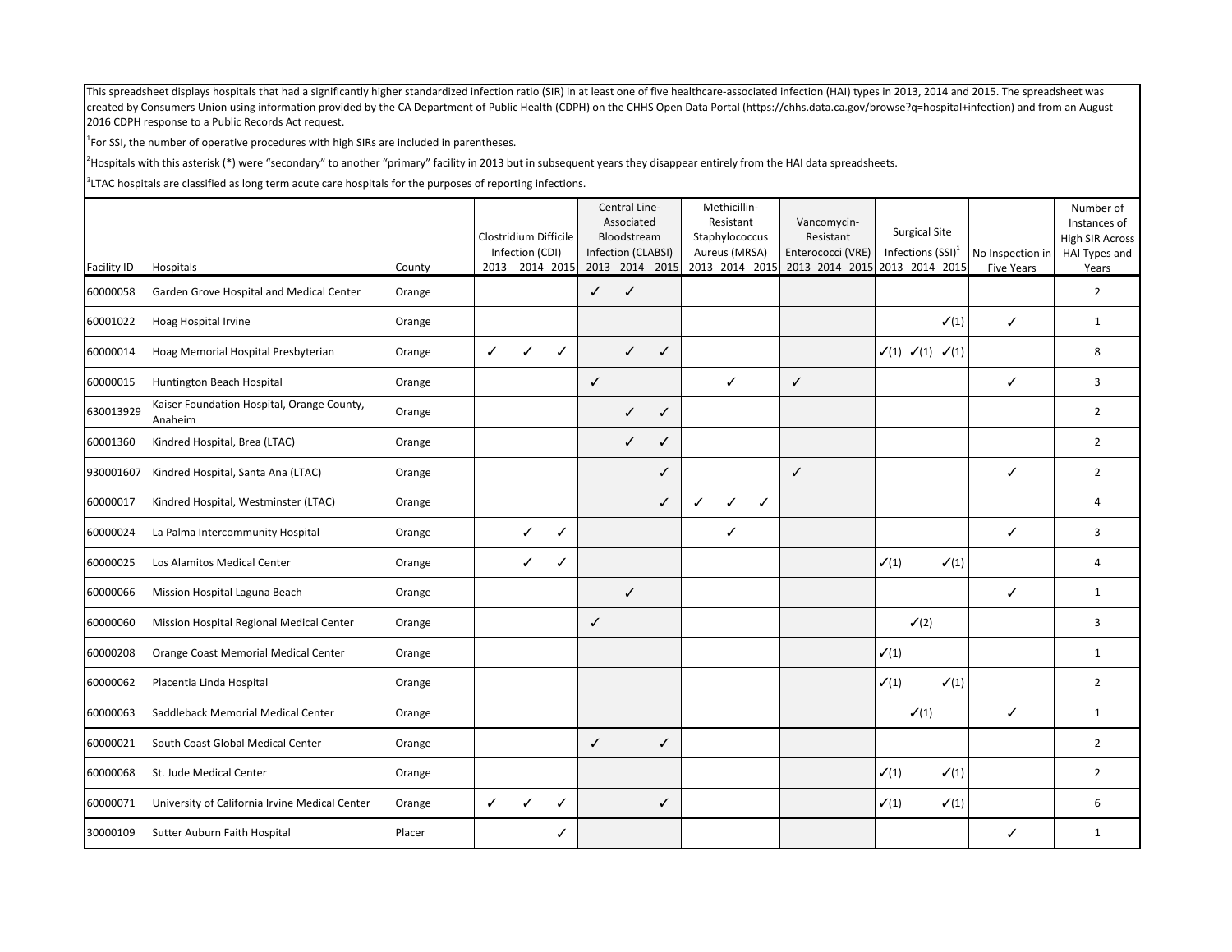This spreadsheet displays hospitals that had a significantly higher standardized infection ratio (SIR) in at least one of five healthcare-associated infection (HAI) types in 2013, 2014 and 2015. The spreadsheet was created by Consumers Union using information provided by the CA Department of Public Health (CDPH) on the CHHS Open Data Portal (https://chhs.data.ca.gov/browse?q=hospital+infection) and from an August 2016 CDPH response to a Public Records Act request.

[1]For SSI, the number of operative procedures with high SIRs are included in parentheses.

[2]Hospitals with this asterisk (*) were "secondary" to another "primary" facility in 2013 but in subsequent years they disappear entirely from the HAI data spreadsheets.

[3]LTAC hospitals are classified as long term acute care hospitals for the purposes of reporting infections.

| Facility ID | Hospitals | County | Clostridium Difficile Infection (CDI) | | | Central Line-Associated Bloodstream Infection (CLABSI) | | | Methicillin-Resistant Staphylococcus Aureus (MRSA) | | | Vancomycin-Resistant Enterococci (VRE) | | | Surgical Site Infections (SSI)[1] | | | No Inspection in Five Years | Number of Instances of High SIR Across HAI Types and Years |
|---|---|---|---|---|---|---|---|---|---|---|---|---|---|---|---|---|---|---|---|
| | | | 2013 | 2014 | 2015 | 2013 | 2014 | 2015 | 2013 | 2014 | 2015 | 2013 | 2014 | 2015 | 2013 | 2014 | 2015 | | |
| 60000058 | Garden Grove Hospital and Medical Center | Orange | | | | ✓ | ✓ | | | | | | | | | | | | 2 |
| 60001022 | Hoag Hospital Irvine | Orange | | | | | | | | | | | | | | | ✓(1) | ✓ | 1 |
| 60000014 | Hoag Memorial Hospital Presbyterian | Orange | ✓ | ✓ | ✓ | | ✓ | ✓ | | | | | | | ✓(1) | ✓(1) | ✓(1) | | 8 |
| 60000015 | Huntington Beach Hospital | Orange | | | | ✓ | | | | ✓ | | ✓ | | | | | | ✓ | 3 |
| 630013929 | Kaiser Foundation Hospital, Orange County, Anaheim | Orange | | | | | ✓ | ✓ | | | | | | | | | | | 2 |
| 60001360 | Kindred Hospital, Brea (LTAC) | Orange | | | | | ✓ | ✓ | | | | | | | | | | | 2 |
| 930001607 | Kindred Hospital, Santa Ana (LTAC) | Orange | | | | | | ✓ | | | | ✓ | | | | | | ✓ | 2 |
| 60000017 | Kindred Hospital, Westminster (LTAC) | Orange | | | | | | ✓ | ✓ | ✓ | ✓ | | | | | | | | 4 |
| 60000024 | La Palma Intercommunity Hospital | Orange | | ✓ | ✓ | | | | | ✓ | | | | | | | | ✓ | 3 |
| 60000025 | Los Alamitos Medical Center | Orange | | ✓ | ✓ | | | | | | | | | | ✓(1) | | ✓(1) | | 4 |
| 60000066 | Mission Hospital Laguna Beach | Orange | | | | | ✓ | | | | | | | | | | | ✓ | 1 |
| 60000060 | Mission Hospital Regional Medical Center | Orange | | | | ✓ | | | | | | | | | | ✓(2) | | | 3 |
| 60000208 | Orange Coast Memorial Medical Center | Orange | | | | | | | | | | | | | ✓(1) | | | | 1 |
| 60000062 | Placentia Linda Hospital | Orange | | | | | | | | | | | | | ✓(1) | | ✓(1) | | 2 |
| 60000063 | Saddleback Memorial Medical Center | Orange | | | | | | | | | | | | | | ✓(1) | | ✓ | 1 |
| 60000021 | South Coast Global Medical Center | Orange | | | | ✓ | | ✓ | | | | | | | | | | | 2 |
| 60000068 | St. Jude Medical Center | Orange | | | | | | | | | | | | | ✓(1) | | ✓(1) | | 2 |
| 60000071 | University of California Irvine Medical Center | Orange | ✓ | ✓ | ✓ | | | ✓ | | | | | | | ✓(1) | | ✓(1) | | 6 |
| 30000109 | Sutter Auburn Faith Hospital | Placer | | | ✓ | | | | | | | | | | | | | ✓ | 1 |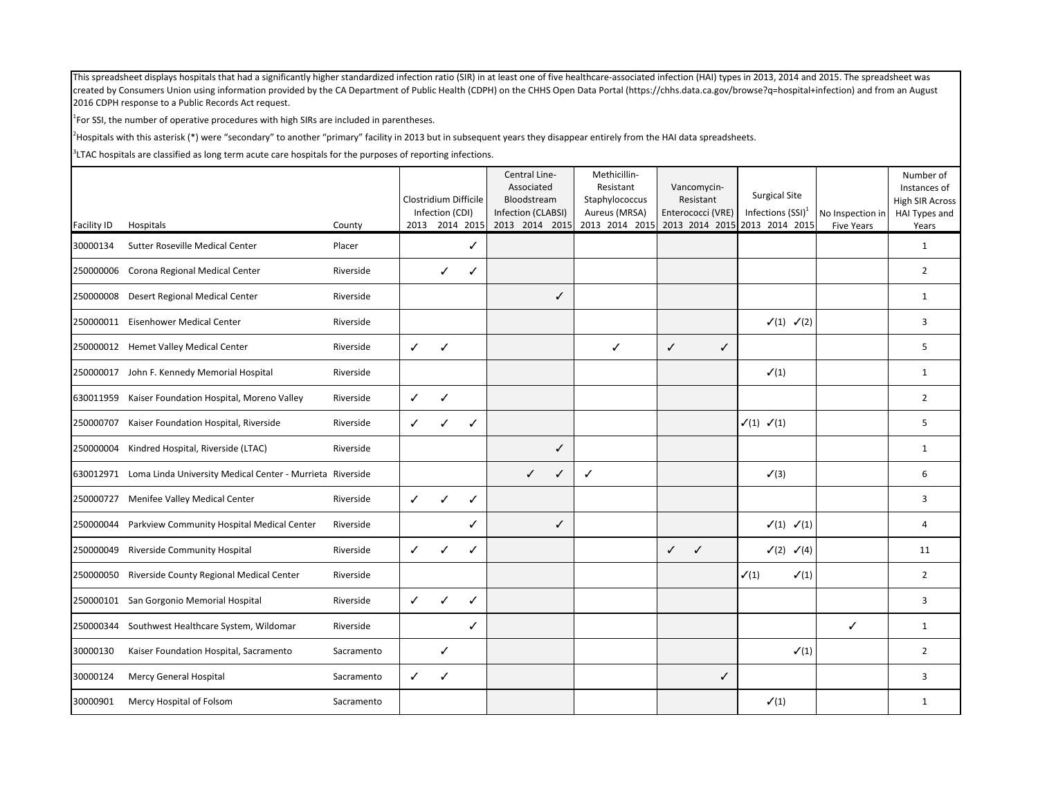This spreadsheet displays hospitals that had a significantly higher standardized infection ratio (SIR) in at least one of five healthcare-associated infection (HAI) types in 2013, 2014 and 2015. The spreadsheet was created by Consumers Union using information provided by the CA Department of Public Health (CDPH) on the CHHS Open Data Portal (https://chhs.data.ca.gov/browse?q=hospital+infection) and from an August 2016 CDPH response to a Public Records Act request.

[1]For SSI, the number of operative procedures with high SIRs are included in parentheses.

[2]Hospitals with this asterisk (*) were "secondary" to another "primary" facility in 2013 but in subsequent years they disappear entirely from the HAI data spreadsheets.

[3]LTAC hospitals are classified as long term acute care hospitals for the purposes of reporting infections.

| Facility ID | Hospitals | County | Clostridium Difficile Infection (CDI) | | | Central Line-Associated Bloodstream Infection (CLABSI) | | | Methicillin-Resistant Staphylococcus Aureus (MRSA) | | | Vancomycin-Resistant Enterococci (VRE) | | | Surgical Site Infections (SSI)[1] | | | No Inspection in Five Years | Number of Instances of High SIR Across HAI Types and Years |
|---|---|---|---|---|---|---|---|---|---|---|---|---|---|---|---|---|---|---|---|
| | | | 2013 | 2014 | 2015 | 2013 | 2014 | 2015 | 2013 | 2014 | 2015 | 2013 | 2014 | 2015 | 2013 | 2014 | 2015 | | |
| 30000134 | Sutter Roseville Medical Center | Placer | | | ✓ | | | | | | | | | | | | | | 1 |
| 250000006 | Corona Regional Medical Center | Riverside | | ✓ | ✓ | | | | | | | | | | | | | | 2 |
| 250000008 | Desert Regional Medical Center | Riverside | | | | | | ✓ | | | | | | | | | | | 1 |
| 250000011 | Eisenhower Medical Center | Riverside | | | | | | | | | | | | | | ✓(1) | ✓(2) | | 3 |
| 250000012 | Hemet Valley Medical Center | Riverside | ✓ | ✓ | | | | | | ✓ | | ✓ | | ✓ | | | | | 5 |
| 250000017 | John F. Kennedy Memorial Hospital | Riverside | | | | | | | | | | | | | | ✓(1) | | | 1 |
| 630011959 | Kaiser Foundation Hospital, Moreno Valley | Riverside | ✓ | ✓ | | | | | | | | | | | | | | | 2 |
| 250000707 | Kaiser Foundation Hospital, Riverside | Riverside | ✓ | ✓ | ✓ | | | | | | | | | | ✓(1) | ✓(1) | | | 5 |
| 250000004 | Kindred Hospital, Riverside (LTAC) | Riverside | | | | | | ✓ | | | | | | | | | | | 1 |
| 630012971 | Loma Linda University Medical Center - Murrieta | Riverside | | | | | ✓ | ✓ | ✓ | | | | | | | ✓(3) | | | 6 |
| 250000727 | Menifee Valley Medical Center | Riverside | ✓ | ✓ | ✓ | | | | | | | | | | | | | | 3 |
| 250000044 | Parkview Community Hospital Medical Center | Riverside | | | ✓ | | | ✓ | | | | | | | | ✓(1) | ✓(1) | | 4 |
| 250000049 | Riverside Community Hospital | Riverside | ✓ | ✓ | ✓ | | | | | | | ✓ | ✓ | | | ✓(2) | ✓(4) | | 11 |
| 250000050 | Riverside County Regional Medical Center | Riverside | | | | | | | | | | | | | ✓(1) | | ✓(1) | | 2 |
| 250000101 | San Gorgonio Memorial Hospital | Riverside | ✓ | ✓ | ✓ | | | | | | | | | | | | | | 3 |
| 250000344 | Southwest Healthcare System, Wildomar | Riverside | | | ✓ | | | | | | | | | | | | | ✓ | 1 |
| 30000130 | Kaiser Foundation Hospital, Sacramento | Sacramento | | ✓ | | | | | | | | | | | | | ✓(1) | | 2 |
| 30000124 | Mercy General Hospital | Sacramento | ✓ | ✓ | | | | | | | | | | ✓ | | | | | 3 |
| 30000901 | Mercy Hospital of Folsom | Sacramento | | | | | | | | | | | | | | ✓(1) | | | 1 |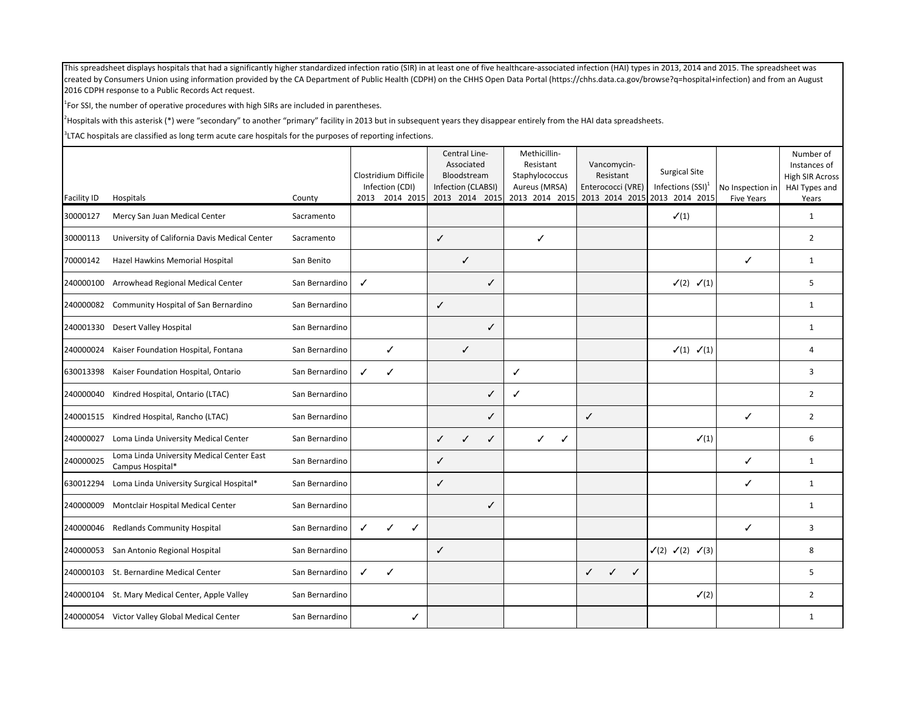This spreadsheet displays hospitals that had a significantly higher standardized infection ratio (SIR) in at least one of five healthcare-associated infection (HAI) types in 2013, 2014 and 2015. The spreadsheet was created by Consumers Union using information provided by the CA Department of Public Health (CDPH) on the CHHS Open Data Portal (https://chhs.data.ca.gov/browse?q=hospital+infection) and from an August 2016 CDPH response to a Public Records Act request.

[1]For SSI, the number of operative procedures with high SIRs are included in parentheses.

[2]Hospitals with this asterisk (*) were "secondary" to another "primary" facility in 2013 but in subsequent years they disappear entirely from the HAI data spreadsheets.

[3]LTAC hospitals are classified as long term acute care hospitals for the purposes of reporting infections.

| Facility ID | Hospitals | County | Clostridium Difficile Infection (CDI) | | | Central Line-Associated Bloodstream Infection (CLABSI) | | | Methicillin-Resistant Staphylococcus Aureus (MRSA) | | | Vancomycin-Resistant Enterococci (VRE) | | | Surgical Site Infections (SSI)[1] | | | No Inspection in Five Years | Number of Instances of High SIR Across HAI Types and Years |
|---|---|---|---|---|---|---|---|---|---|---|---|---|---|---|---|---|---|---|---|
| | | | 2013 | 2014 | 2015 | 2013 | 2014 | 2015 | 2013 | 2014 | 2015 | 2013 | 2014 | 2015 | 2013 | 2014 | 2015 | | |
| 30000127 | Mercy San Juan Medical Center | Sacramento | | | | | | | | | | | | | | ✓(1) | | | 1 |
| 30000113 | University of California Davis Medical Center | Sacramento | | | | ✓ | | | | ✓ | | | | | | | | | 2 |
| 70000142 | Hazel Hawkins Memorial Hospital | San Benito | | | | | ✓ | | | | | | | | | | | ✓ | 1 |
| 240000100 | Arrowhead Regional Medical Center | San Bernardino | ✓ | | | | | ✓ | | | | | | | | ✓(2) | ✓(1) | | 5 |
| 240000082 | Community Hospital of San Bernardino | San Bernardino | | | | ✓ | | | | | | | | | | | | | 1 |
| 240001330 | Desert Valley Hospital | San Bernardino | | | | | | ✓ | | | | | | | | | | | 1 |
| 240000024 | Kaiser Foundation Hospital, Fontana | San Bernardino | | ✓ | | | ✓ | | | | | | | | | ✓(1) | ✓(1) | | 4 |
| 630013398 | Kaiser Foundation Hospital, Ontario | San Bernardino | ✓ | ✓ | | | | | ✓ | | | | | | | | | | 3 |
| 240000040 | Kindred Hospital, Ontario (LTAC) | San Bernardino | | | | | | ✓ | ✓ | | | | | | | | | | 2 |
| 240001515 | Kindred Hospital, Rancho (LTAC) | San Bernardino | | | | | | ✓ | | | | ✓ | | | | | | ✓ | 2 |
| 240000027 | Loma Linda University Medical Center | San Bernardino | | | | ✓ | ✓ | ✓ | | ✓ | ✓ | | | | | | ✓(1) | | 6 |
| 240000025 | Loma Linda University Medical Center East Campus Hospital* | San Bernardino | | | | ✓ | | | | | | | | | | | | ✓ | 1 |
| 630012294 | Loma Linda University Surgical Hospital* | San Bernardino | | | | ✓ | | | | | | | | | | | | ✓ | 1 |
| 240000009 | Montclair Hospital Medical Center | San Bernardino | | | | | | ✓ | | | | | | | | | | | 1 |
| 240000046 | Redlands Community Hospital | San Bernardino | ✓ | ✓ | ✓ | | | | | | | | | | | | | ✓ | 3 |
| 240000053 | San Antonio Regional Hospital | San Bernardino | | | | ✓ | | | | | | | | | ✓(2) | ✓(2) | ✓(3) | | 8 |
| 240000103 | St. Bernardine Medical Center | San Bernardino | ✓ | ✓ | | | | | | | | ✓ | ✓ | ✓ | | | | | 5 |
| 240000104 | St. Mary Medical Center, Apple Valley | San Bernardino | | | | | | | | | | | | | | | ✓(2) | | 2 |
| 240000054 | Victor Valley Global Medical Center | San Bernardino | | | ✓ | | | | | | | | | | | | | | 1 |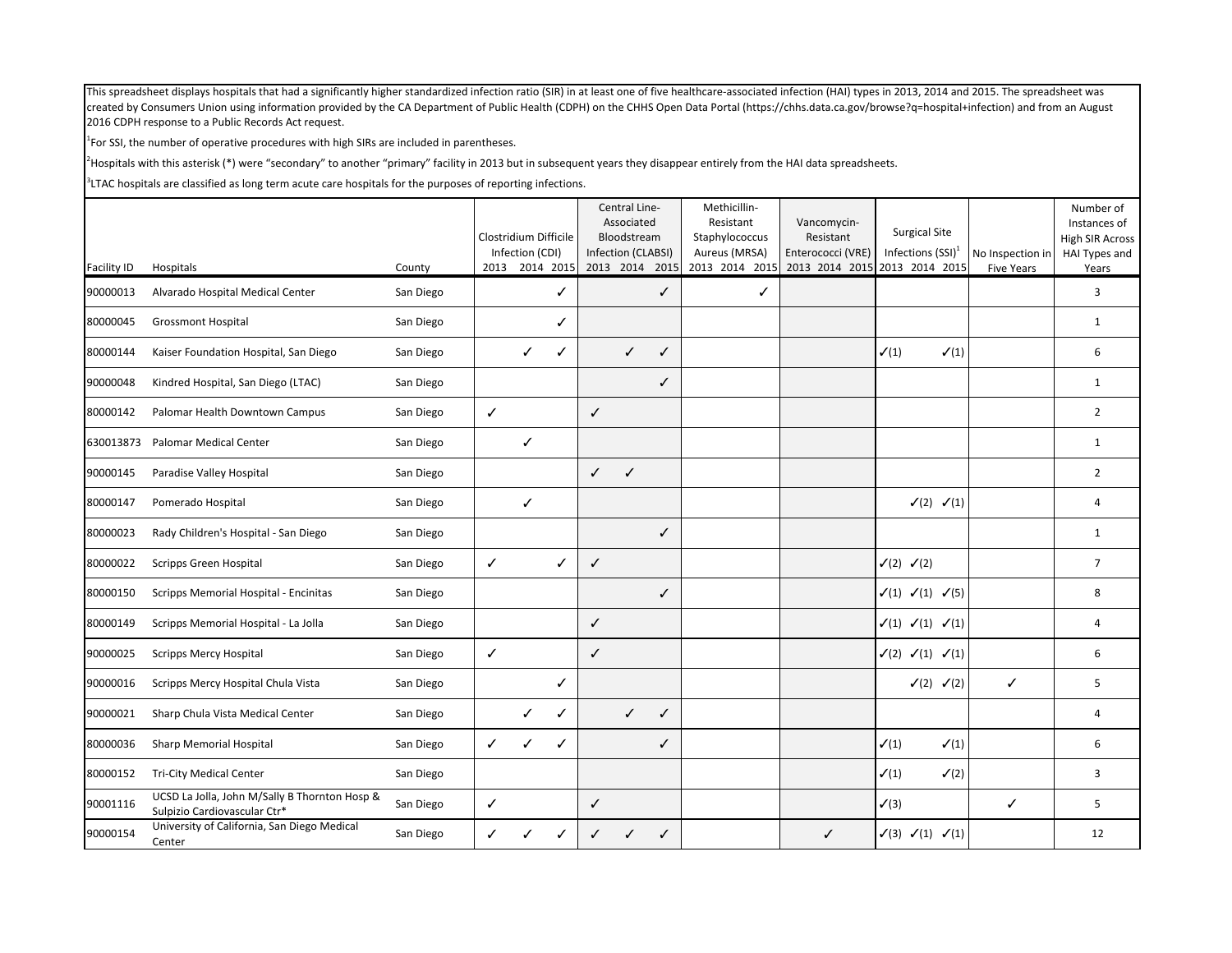This spreadsheet displays hospitals that had a significantly higher standardized infection ratio (SIR) in at least one of five healthcare-associated infection (HAI) types in 2013, 2014 and 2015. The spreadsheet was created by Consumers Union using information provided by the CA Department of Public Health (CDPH) on the CHHS Open Data Portal (https://chhs.data.ca.gov/browse?q=hospital+infection) and from an August 2016 CDPH response to a Public Records Act request.

[1]For SSI, the number of operative procedures with high SIRs are included in parentheses.

[2]Hospitals with this asterisk (*) were "secondary" to another "primary" facility in 2013 but in subsequent years they disappear entirely from the HAI data spreadsheets.

[3]LTAC hospitals are classified as long term acute care hospitals for the purposes of reporting infections.

| Facility ID | Hospitals | County | Clostridium Difficile Infection (CDI) | | | Central Line-Associated Bloodstream Infection (CLABSI) | | | Methicillin-Resistant Staphylococcus Aureus (MRSA) | | | Vancomycin-Resistant Enterococci (VRE) | | | Surgical Site Infections (SSI)[1] | | | No Inspection in Five Years | Number of Instances of High SIR Across HAI Types and Years |
|---|---|---|---|---|---|---|---|---|---|---|---|---|---|---|---|---|---|---|---|
| | | | 2013 | 2014 | 2015 | 2013 | 2014 | 2015 | 2013 | 2014 | 2015 | 2013 | 2014 | 2015 | 2013 | 2014 | 2015 | | |
| 90000013 | Alvarado Hospital Medical Center | San Diego | | | ✓ | | | ✓ | | | ✓ | | | | | | | | 3 |
| 80000045 | Grossmont Hospital | San Diego | | | ✓ | | | | | | | | | | | | | | 1 |
| 80000144 | Kaiser Foundation Hospital, San Diego | San Diego | | ✓ | ✓ | | ✓ | ✓ | | | | | | | ✓(1) | | ✓(1) | | 6 |
| 90000048 | Kindred Hospital, San Diego (LTAC) | San Diego | | | | | | ✓ | | | | | | | | | | | 1 |
| 80000142 | Palomar Health Downtown Campus | San Diego | ✓ | | | ✓ | | | | | | | | | | | | | 2 |
| 630013873 | Palomar Medical Center | San Diego | | ✓ | | | | | | | | | | | | | | | 1 |
| 90000145 | Paradise Valley Hospital | San Diego | | | | ✓ | ✓ | | | | | | | | | | | | 2 |
| 80000147 | Pomerado Hospital | San Diego | | ✓ | | | | | | | | | | | | ✓(2) | ✓(1) | | 4 |
| 80000023 | Rady Children's Hospital - San Diego | San Diego | | | | | | ✓ | | | | | | | | | | | 1 |
| 80000022 | Scripps Green Hospital | San Diego | ✓ | | ✓ | ✓ | | | | | | | | | ✓(2) | ✓(2) | | | 7 |
| 80000150 | Scripps Memorial Hospital - Encinitas | San Diego | | | | | | ✓ | | | | | | | ✓(1) | ✓(1) | ✓(5) | | 8 |
| 80000149 | Scripps Memorial Hospital - La Jolla | San Diego | | | | ✓ | | | | | | | | | ✓(1) | ✓(1) | ✓(1) | | 4 |
| 90000025 | Scripps Mercy Hospital | San Diego | ✓ | | | ✓ | | | | | | | | | ✓(2) | ✓(1) | ✓(1) | | 6 |
| 90000016 | Scripps Mercy Hospital Chula Vista | San Diego | | | ✓ | | | | | | | | | | | ✓(2) | ✓(2) | ✓ | 5 |
| 90000021 | Sharp Chula Vista Medical Center | San Diego | | ✓ | ✓ | | ✓ | ✓ | | | | | | | | | | | 4 |
| 80000036 | Sharp Memorial Hospital | San Diego | ✓ | ✓ | ✓ | | | ✓ | | | | | | | ✓(1) | | ✓(1) | | 6 |
| 80000152 | Tri-City Medical Center | San Diego | | | | | | | | | | | | | ✓(1) | | ✓(2) | | 3 |
| 90001116 | UCSD La Jolla, John M/Sally B Thornton Hosp & Sulpizio Cardiovascular Ctr* | San Diego | ✓ | | | ✓ | | | | | | | | | ✓(3) | | | ✓ | 5 |
| 90000154 | University of California, San Diego Medical Center | San Diego | ✓ | ✓ | ✓ | ✓ | ✓ | ✓ | | | | | ✓ | | ✓(3) | ✓(1) | ✓(1) | | 12 |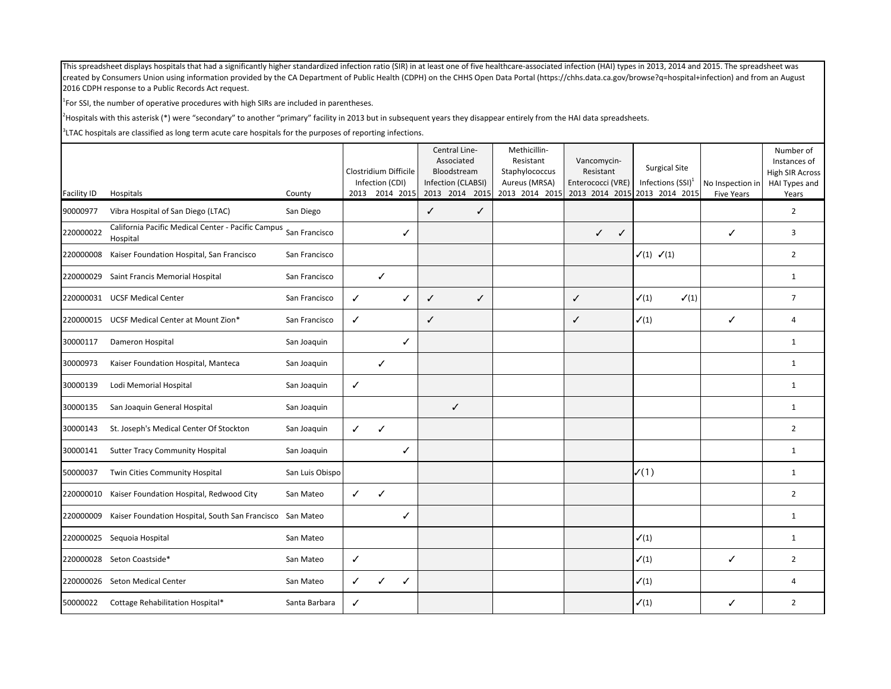This spreadsheet displays hospitals that had a significantly higher standardized infection ratio (SIR) in at least one of five healthcare-associated infection (HAI) types in 2013, 2014 and 2015. The spreadsheet was created by Consumers Union using information provided by the CA Department of Public Health (CDPH) on the CHHS Open Data Portal (https://chhs.data.ca.gov/browse?q=hospital+infection) and from an August 2016 CDPH response to a Public Records Act request.

[1]For SSI, the number of operative procedures with high SIRs are included in parentheses.

[2]Hospitals with this asterisk (*) were "secondary" to another "primary" facility in 2013 but in subsequent years they disappear entirely from the HAI data spreadsheets.

[3]LTAC hospitals are classified as long term acute care hospitals for the purposes of reporting infections.

| Facility ID | Hospitals | County | Clostridium Difficile Infection (CDI) | | | Central Line-Associated Bloodstream Infection (CLABSI) | | | Methicillin-Resistant Staphylococcus Aureus (MRSA) | | | Vancomycin-Resistant Enterococci (VRE) | | | Surgical Site Infections (SSI)[1] | | | No Inspection in Five Years | Number of Instances of High SIR Across HAI Types and Years |
|---|---|---|---|---|---|---|---|---|---|---|---|---|---|---|---|---|---|---|---|
| | | | 2013 | 2014 | 2015 | 2013 | 2014 | 2015 | 2013 | 2014 | 2015 | 2013 | 2014 | 2015 | 2013 | 2014 | 2015 | | |
| 90000977 | Vibra Hospital of San Diego (LTAC) | San Diego | | | | ✓ | | ✓ | | | | | | | | | | | 2 |
| 220000022 | California Pacific Medical Center - Pacific Campus Hospital | San Francisco | | | ✓ | | | | | | | | ✓ | ✓ | | | | ✓ | 3 |
| 220000008 | Kaiser Foundation Hospital, San Francisco | San Francisco | | | | | | | | | | | | | ✓(1) | ✓(1) | | | 2 |
| 220000029 | Saint Francis Memorial Hospital | San Francisco | | ✓ | | | | | | | | | | | | | | | 1 |
| 220000031 | UCSF Medical Center | San Francisco | ✓ | | ✓ | ✓ | | ✓ | | | | ✓ | | | ✓(1) | | ✓(1) | | 7 |
| 220000015 | UCSF Medical Center at Mount Zion* | San Francisco | ✓ | | | ✓ | | | | | | ✓ | | | ✓(1) | | | ✓ | 4 |
| 30000117 | Dameron Hospital | San Joaquin | | | ✓ | | | | | | | | | | | | | | 1 |
| 30000973 | Kaiser Foundation Hospital, Manteca | San Joaquin | | ✓ | | | | | | | | | | | | | | | 1 |
| 30000139 | Lodi Memorial Hospital | San Joaquin | ✓ | | | | | | | | | | | | | | | | 1 |
| 30000135 | San Joaquin General Hospital | San Joaquin | | | | | ✓ | | | | | | | | | | | | 1 |
| 30000143 | St. Joseph's Medical Center Of Stockton | San Joaquin | ✓ | ✓ | | | | | | | | | | | | | | | 2 |
| 30000141 | Sutter Tracy Community Hospital | San Joaquin | | | ✓ | | | | | | | | | | | | | | 1 |
| 50000037 | Twin Cities Community Hospital | San Luis Obispo | | | | | | | | | | | | | ✓(1) | | | | 1 |
| 220000010 | Kaiser Foundation Hospital, Redwood City | San Mateo | ✓ | ✓ | | | | | | | | | | | | | | | 2 |
| 220000009 | Kaiser Foundation Hospital, South San Francisco | San Mateo | | | ✓ | | | | | | | | | | | | | | 1 |
| 220000025 | Sequoia Hospital | San Mateo | | | | | | | | | | | | | ✓(1) | | | | 1 |
| 220000028 | Seton Coastside* | San Mateo | ✓ | | | | | | | | | | | | ✓(1) | | | ✓ | 2 |
| 220000026 | Seton Medical Center | San Mateo | ✓ | ✓ | ✓ | | | | | | | | | | ✓(1) | | | | 4 |
| 50000022 | Cottage Rehabilitation Hospital* | Santa Barbara | ✓ | | | | | | | | | | | | ✓(1) | | | ✓ | 2 |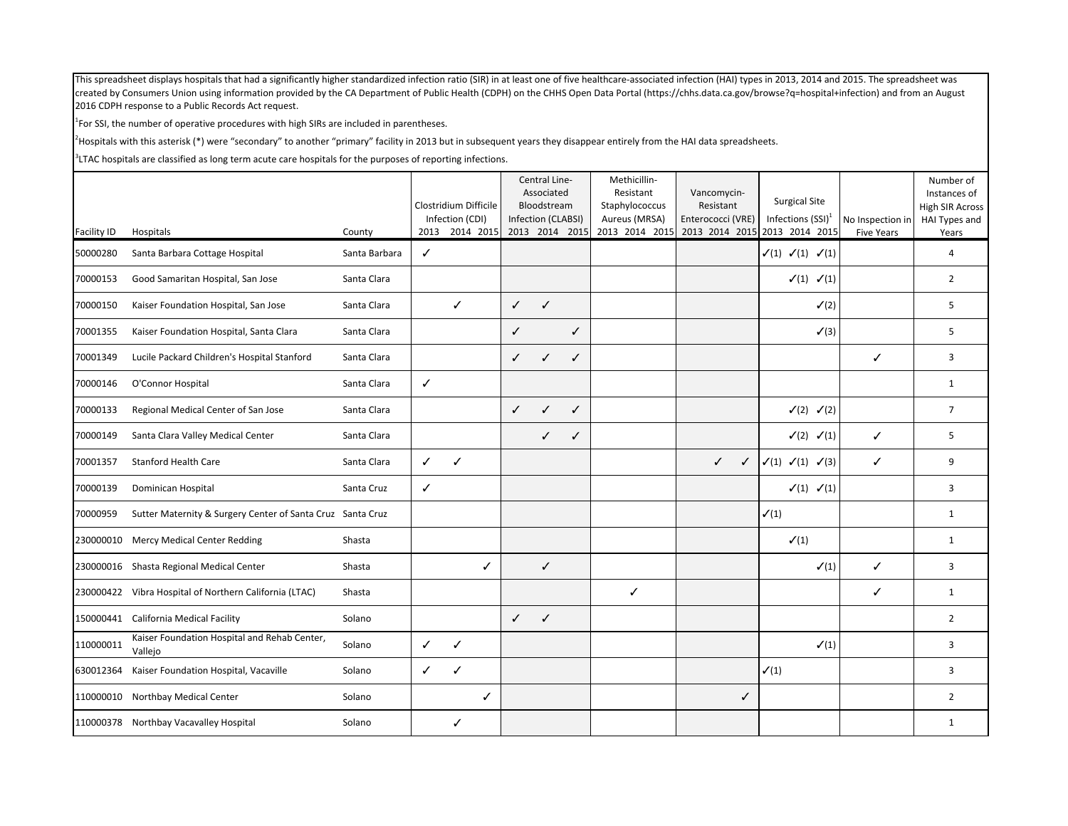This spreadsheet displays hospitals that had a significantly higher standardized infection ratio (SIR) in at least one of five healthcare-associated infection (HAI) types in 2013, 2014 and 2015. The spreadsheet was created by Consumers Union using information provided by the CA Department of Public Health (CDPH) on the CHHS Open Data Portal (https://chhs.data.ca.gov/browse?q=hospital+infection) and from an August 2016 CDPH response to a Public Records Act request.

[1]For SSI, the number of operative procedures with high SIRs are included in parentheses.

[2]Hospitals with this asterisk (*) were "secondary" to another "primary" facility in 2013 but in subsequent years they disappear entirely from the HAI data spreadsheets.

[3]LTAC hospitals are classified as long term acute care hospitals for the purposes of reporting infections.

| Facility ID | Hospitals | County | Clostridium Difficile Infection (CDI) | | | Central Line-Associated Bloodstream Infection (CLABSI) | | | Methicillin-Resistant Staphylococcus Aureus (MRSA) | | | Vancomycin-Resistant Enterococci (VRE) | | | Surgical Site Infections (SSI)[1] | | | No Inspection in Five Years | Number of Instances of High SIR Across HAI Types and Years |
|---|---|---|---|---|---|---|---|---|---|---|---|---|---|---|---|---|---|---|---|
| | | | 2013 | 2014 | 2015 | 2013 | 2014 | 2015 | 2013 | 2014 | 2015 | 2013 | 2014 | 2015 | 2013 | 2014 | 2015 | | |
| 50000280 | Santa Barbara Cottage Hospital | Santa Barbara | ✓ | | | | | | | | | | | | ✓(1) | ✓(1) | ✓(1) | | 4 |
| 70000153 | Good Samaritan Hospital, San Jose | Santa Clara | | | | | | | | | | | | | | ✓(1) | ✓(1) | | 2 |
| 70000150 | Kaiser Foundation Hospital, San Jose | Santa Clara | | ✓ | | ✓ | ✓ | | | | | | | | | | ✓(2) | | 5 |
| 70001355 | Kaiser Foundation Hospital, Santa Clara | Santa Clara | | | | ✓ | | ✓ | | | | | | | | | ✓(3) | | 5 |
| 70001349 | Lucile Packard Children's Hospital Stanford | Santa Clara | | | | ✓ | ✓ | ✓ | | | | | | | | | | ✓ | 3 |
| 70000146 | O'Connor Hospital | Santa Clara | ✓ | | | | | | | | | | | | | | | | 1 |
| 70000133 | Regional Medical Center of San Jose | Santa Clara | | | | ✓ | ✓ | ✓ | | | | | | | | ✓(2) | ✓(2) | | 7 |
| 70000149 | Santa Clara Valley Medical Center | Santa Clara | | | | | ✓ | ✓ | | | | | | | | ✓(2) | ✓(1) | ✓ | 5 |
| 70001357 | Stanford Health Care | Santa Clara | ✓ | ✓ | | | | | | | | | ✓ | ✓ | ✓(1) | ✓(1) | ✓(3) | ✓ | 9 |
| 70000139 | Dominican Hospital | Santa Cruz | ✓ | | | | | | | | | | | | | ✓(1) | ✓(1) | | 3 |
| 70000959 | Sutter Maternity & Surgery Center of Santa Cruz | Santa Cruz | | | | | | | | | | | | | ✓(1) | | | | 1 |
| 230000010 | Mercy Medical Center Redding | Shasta | | | | | | | | | | | | | | ✓(1) | | | 1 |
| 230000016 | Shasta Regional Medical Center | Shasta | | | ✓ | | ✓ | | | | | | | | | | ✓(1) | ✓ | 3 |
| 230000422 | Vibra Hospital of Northern California (LTAC) | Shasta | | | | | | | | ✓ | | | | | | | | ✓ | 1 |
| 150000441 | California Medical Facility | Solano | | | | ✓ | ✓ | | | | | | | | | | | | 2 |
| 110000011 | Kaiser Foundation Hospital and Rehab Center, Vallejo | Solano | ✓ | ✓ | | | | | | | | | | | | | ✓(1) | | 3 |
| 630012364 | Kaiser Foundation Hospital, Vacaville | Solano | ✓ | ✓ | | | | | | | | | | | ✓(1) | | | | 3 |
| 110000010 | Northbay Medical Center | Solano | | | ✓ | | | | | | | | | ✓ | | | | | 2 |
| 110000378 | Northbay Vacavalley Hospital | Solano | | ✓ | | | | | | | | | | | | | | | 1 |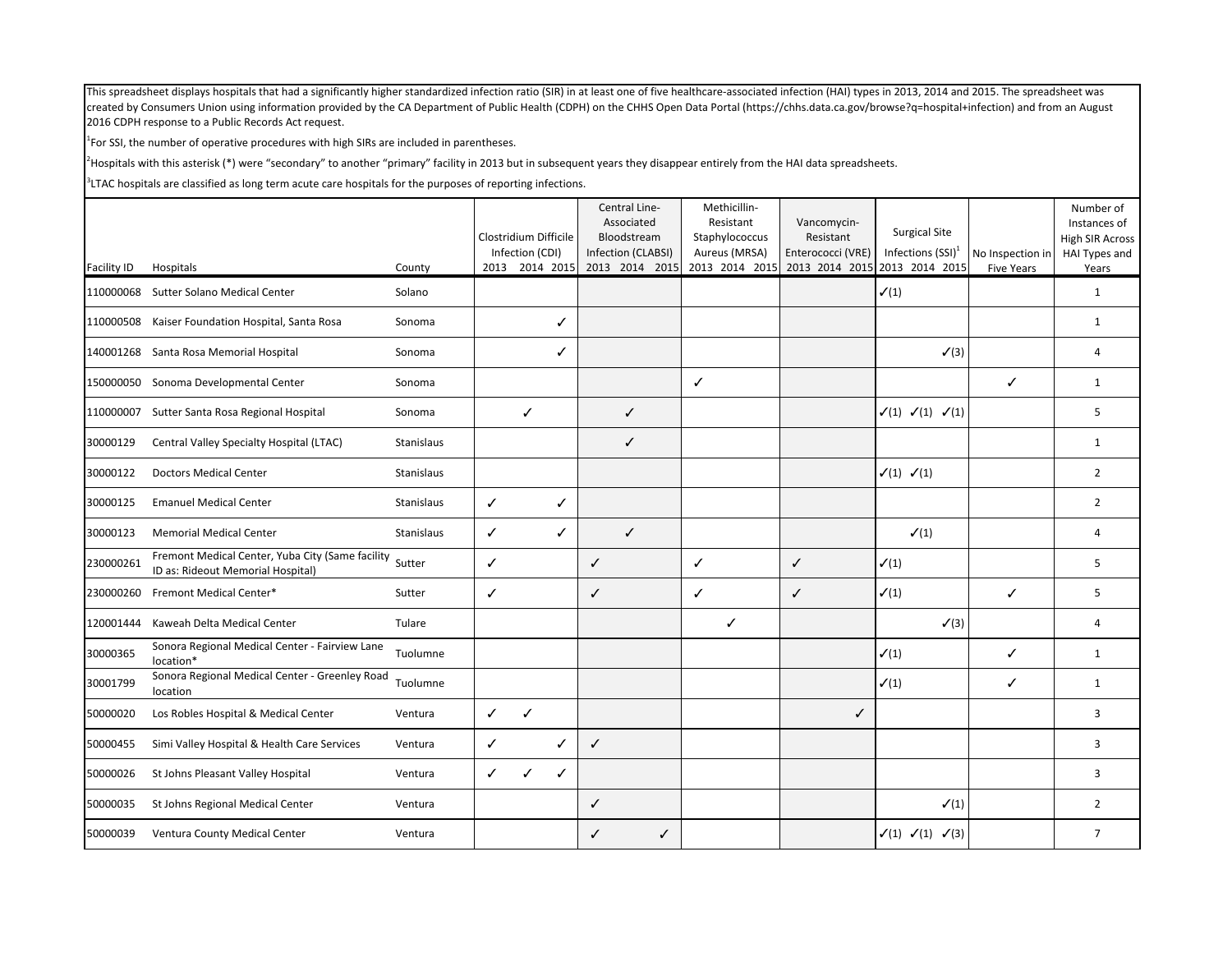This spreadsheet displays hospitals that had a significantly higher standardized infection ratio (SIR) in at least one of five healthcare-associated infection (HAI) types in 2013, 2014 and 2015. The spreadsheet was created by Consumers Union using information provided by the CA Department of Public Health (CDPH) on the CHHS Open Data Portal (https://chhs.data.ca.gov/browse?q=hospital+infection) and from an August 2016 CDPH response to a Public Records Act request.

[1]For SSI, the number of operative procedures with high SIRs are included in parentheses.

[2]Hospitals with this asterisk (*) were "secondary" to another "primary" facility in 2013 but in subsequent years they disappear entirely from the HAI data spreadsheets.

[3]LTAC hospitals are classified as long term acute care hospitals for the purposes of reporting infections.

| Facility ID | Hospitals | County | Clostridium Difficile Infection (CDI) | | | Central Line-Associated Bloodstream Infection (CLABSI) | | | Methicillin-Resistant Staphylococcus Aureus (MRSA) | | | Vancomycin-Resistant Enterococci (VRE) | | | Surgical Site Infections (SSI)[1] | | | No Inspection in Five Years | Number of Instances of High SIR Across HAI Types and Years |
|---|---|---|---|---|---|---|---|---|---|---|---|---|---|---|---|---|---|---|---|
| | | | 2013 | 2014 | 2015 | 2013 | 2014 | 2015 | 2013 | 2014 | 2015 | 2013 | 2014 | 2015 | 2013 | 2014 | 2015 | | |
| 110000068 | Sutter Solano Medical Center | Solano | | | | | | | | | | | | | ✓(1) | | | | 1 |
| 110000508 | Kaiser Foundation Hospital, Santa Rosa | Sonoma | | | ✓ | | | | | | | | | | | | | | 1 |
| 140001268 | Santa Rosa Memorial Hospital | Sonoma | | | ✓ | | | | | | | | | | | | ✓(3) | | 4 |
| 150000050 | Sonoma Developmental Center | Sonoma | | | | | | | ✓ | | | | | | | | | ✓ | 1 |
| 110000007 | Sutter Santa Rosa Regional Hospital | Sonoma | | ✓ | | | ✓ | | | | | | | | ✓(1) | ✓(1) | ✓(1) | | 5 |
| 30000129 | Central Valley Specialty Hospital (LTAC) | Stanislaus | | | | | ✓ | | | | | | | | | | | | 1 |
| 30000122 | Doctors Medical Center | Stanislaus | | | | | | | | | | | | | ✓(1) | ✓(1) | | | 2 |
| 30000125 | Emanuel Medical Center | Stanislaus | ✓ | | ✓ | | | | | | | | | | | | | | 2 |
| 30000123 | Memorial Medical Center | Stanislaus | ✓ | | ✓ | | ✓ | | | | | | | | | ✓(1) | | | 4 |
| 230000261 | Fremont Medical Center, Yuba City (Same facility ID as: Rideout Memorial Hospital) | Sutter | ✓ | | | ✓ | | | ✓ | | | ✓ | | | ✓(1) | | | | 5 |
| 230000260 | Fremont Medical Center* | Sutter | ✓ | | | ✓ | | | ✓ | | | ✓ | | | ✓(1) | | | ✓ | 5 |
| 120001444 | Kaweah Delta Medical Center | Tulare | | | | | | | | ✓ | | | | | | | ✓(3) | | 4 |
| 30000365 | Sonora Regional Medical Center - Fairview Lane location* | Tuolumne | | | | | | | | | | | | | ✓(1) | | | ✓ | 1 |
| 30001799 | Sonora Regional Medical Center - Greenley Road location | Tuolumne | | | | | | | | | | | | | ✓(1) | | | ✓ | 1 |
| 50000020 | Los Robles Hospital & Medical Center | Ventura | ✓ | ✓ | | | | | | | | | | ✓ | | | | | 3 |
| 50000455 | Simi Valley Hospital & Health Care Services | Ventura | ✓ | | ✓ | ✓ | | | | | | | | | | | | | 3 |
| 50000026 | St Johns Pleasant Valley Hospital | Ventura | ✓ | ✓ | ✓ | | | | | | | | | | | | | | 3 |
| 50000035 | St Johns Regional Medical Center | Ventura | | | | ✓ | | | | | | | | | | | ✓(1) | | 2 |
| 50000039 | Ventura County Medical Center | Ventura | | | | ✓ | | ✓ | | | | | | | ✓(1) | ✓(1) | ✓(3) | | 7 |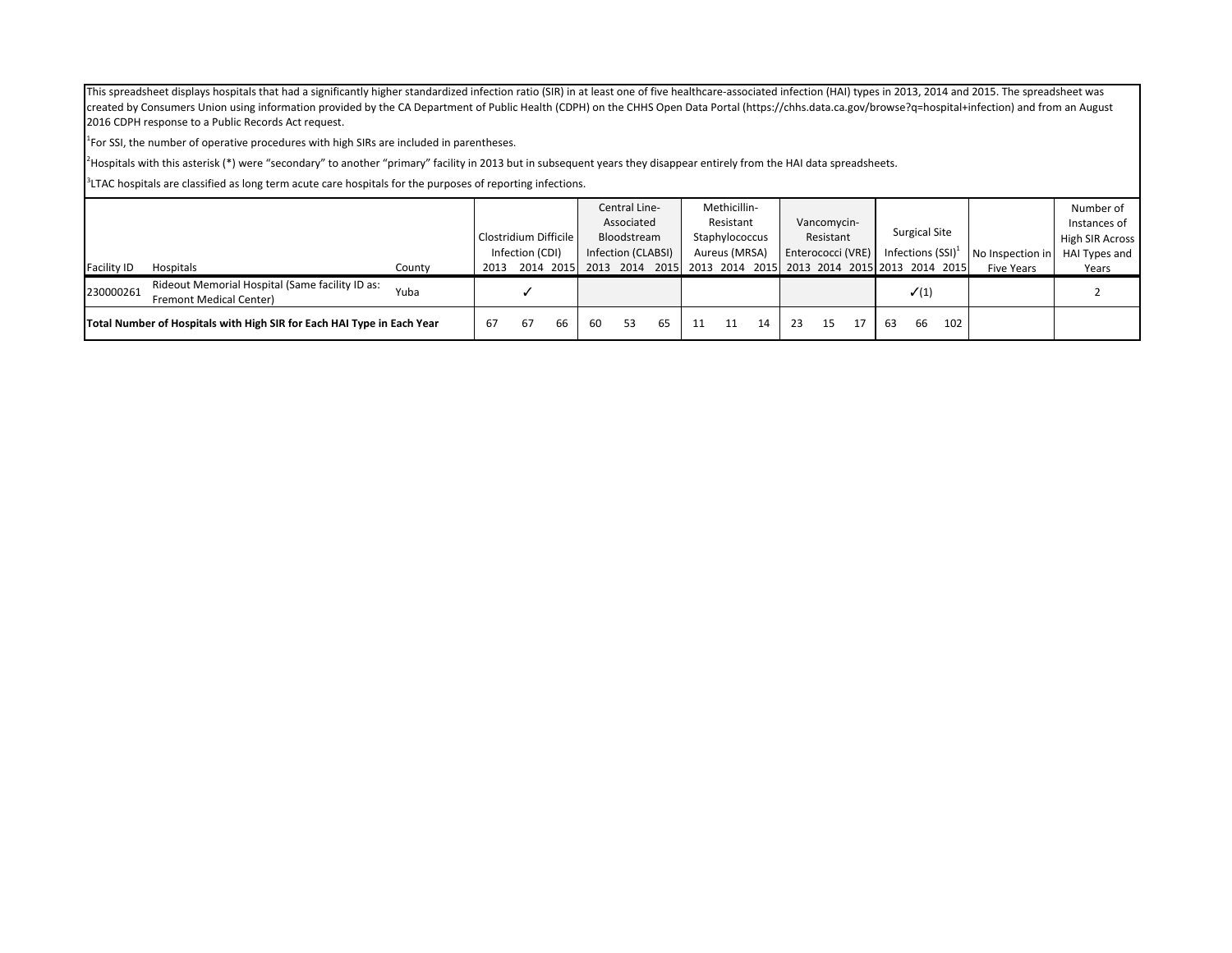This spreadsheet displays hospitals that had a significantly higher standardized infection ratio (SIR) in at least one of five healthcare-associated infection (HAI) types in 2013, 2014 and 2015. The spreadsheet was created by Consumers Union using information provided by the CA Department of Public Health (CDPH) on the CHHS Open Data Portal (https://chhs.data.ca.gov/browse?q=hospital+infection) and from an August 2016 CDPH response to a Public Records Act request.

[1]For SSI, the number of operative procedures with high SIRs are included in parentheses.

[2]Hospitals with this asterisk (*) were "secondary" to another "primary" facility in 2013 but in subsequent years they disappear entirely from the HAI data spreadsheets.

[3]LTAC hospitals are classified as long term acute care hospitals for the purposes of reporting infections.

| | | | Clostridium Difficile Infection (CDI) | | | Central Line-Associated Bloodstream Infection (CLABSI) | | | Methicillin-Resistant Staphylococcus Aureus (MRSA) | | | Vancomycin-Resistant Enterococci (VRE) | | | Surgical Site Infections (SSI)[1] | | | No Inspection in Five Years | Number of Instances of High SIR Across HAI Types and Years |
|---|---|---|---|---|---|---|---|---|---|---|---|---|---|---|---|---|---|---|---|
| Facility ID | Hospitals | County | 2013 | 2014 | 2015 | 2013 | 2014 | 2015 | 2013 | 2014 | 2015 | 2013 | 2014 | 2015 | 2013 | 2014 | 2015 | | |
| 230000261 | Rideout Memorial Hospital (Same facility ID as: Fremont Medical Center) | Yuba | | ✓ | | | | | | | | | | | | ✓(1) | | | 2 |
| **Total Number of Hospitals with High SIR for Each HAI Type in Each Year** | | | 67 | 67 | 66 | 60 | 53 | 65 | 11 | 11 | 14 | 23 | 15 | 17 | 63 | 66 | 102 | | |